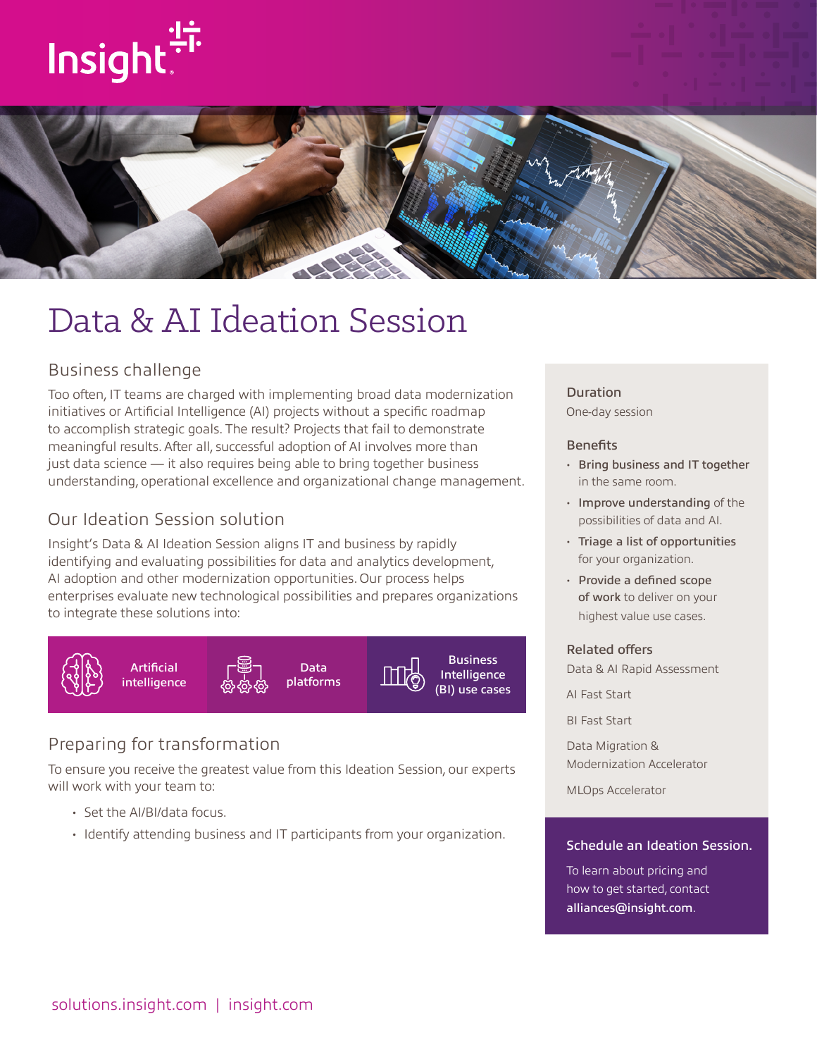# Data & AI Ideation Session

## Business challenge

Too often, IT teams are charged with implementing broad data modernization initiatives or Artificial Intelligence (AI) projects without a specific roadmap to accomplish strategic goals. The result? Projects that fail to demonstrate meaningful results. After all, successful adoption of AI involves more than just data science — it also requires being able to bring together business understanding, operational excellence and organizational change management.

## Our Ideation Session solution

Insight's Data & AI Ideation Session aligns IT and business by rapidly identifying and evaluating possibilities for data and analytics development, AI adoption and other modernization opportunities. Our process helps enterprises evaluate new technological possibilities and prepares organizations to integrate these solutions into:

- Artificial intelligence
- Data platforms
- Business Intelligence (BI) use cases

## Preparing for transformation

To ensure you receive the greatest value from this Ideation Session, our experts will work with your team to:

- Set the AI/BI/data focus.
- Identify attending business and IT participants from your organization.

### Duration

One-day session

### Benefits

- **Bring business and IT together** in the same room.
- **Improve understanding** of the possibilities of data and AI.
- **Triage a list of opportunities** for your organization.
- **Provide a defined scope of work** to deliver on your highest value use cases.

### Related offers

Data & AI Rapid Assessment

AI Fast Start

BI Fast Start

Data Migration & Modernization Accelerator

MLOps Accelerator

### Schedule an Ideation Session.

To learn about pricing and how to get started, contact **alliances@insight.com**.

solutions.insight.com | insight.com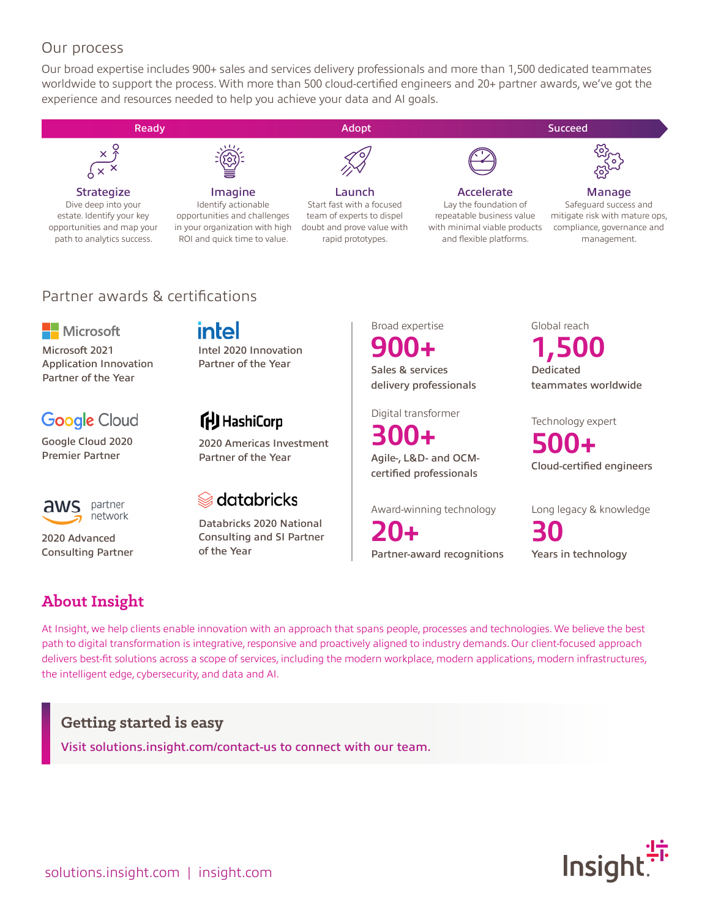## Our process

Our broad expertise includes 900+ sales and services delivery professionals and more than 1,500 dedicated teammates worldwide to support the process. With more than 500 cloud-certified engineers and 20+ partner awards, we've got the experience and resources needed to help you achieve your data and AI goals.

Ready — Adopt — Succeed

**Strategize**
Dive deep into your estate. Identify your key opportunities and map your path to analytics success.

**Imagine**
Identify actionable opportunities and challenges in your organization with high ROI and quick time to value.

**Launch**
Start fast with a focused team of experts to dispel doubt and prove value with rapid prototypes.

**Accelerate**
Lay the foundation of repeatable business value with minimal viable products and flexible platforms.

**Manage**
Safeguard success and mitigate risk with mature ops, compliance, governance and management.

## Partner awards & certifications

**Microsoft**
Microsoft 2021 Application Innovation Partner of the Year

**intel**
Intel 2020 Innovation Partner of the Year

**Google Cloud**
Google Cloud 2020 Premier Partner

**HashiCorp**
2020 Americas Investment Partner of the Year

**aws partner network**
2020 Advanced Consulting Partner

**databricks**
Databricks 2020 National Consulting and SI Partner of the Year

Broad expertise
**900+**
Sales & services delivery professionals

Global reach
**1,500**
Dedicated teammates worldwide

Digital transformer
**300+**
Agile-, L&D- and OCM-certified professionals

Technology expert
**500+**
Cloud-certified engineers

Award-winning technology
**20+**
Partner-award recognitions

Long legacy & knowledge
**30**
Years in technology

## About Insight

At Insight, we help clients enable innovation with an approach that spans people, processes and technologies. We believe the best path to digital transformation is integrative, responsive and proactively aligned to industry demands. Our client-focused approach delivers best-fit solutions across a scope of services, including the modern workplace, modern applications, modern infrastructures, the intelligent edge, cybersecurity, and data and AI.

### Getting started is easy

Visit solutions.insight.com/contact-us to connect with our team.

solutions.insight.com | insight.com

Insight